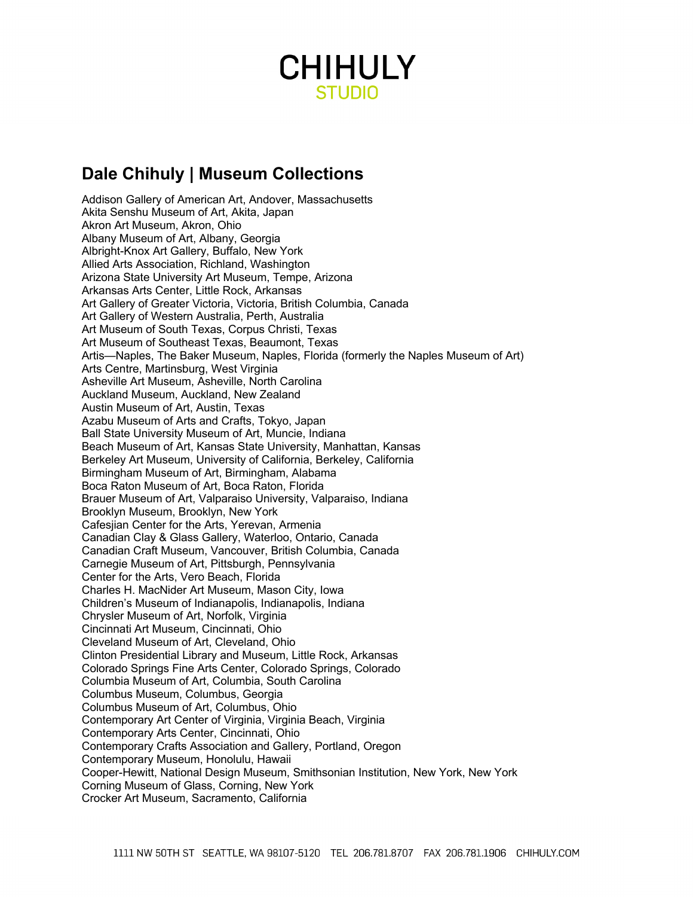# CHIHULY
STUDIO

## Dale Chihuly | Museum Collections

Addison Gallery of American Art, Andover, Massachusetts
Akita Senshu Museum of Art, Akita, Japan
Akron Art Museum, Akron, Ohio
Albany Museum of Art, Albany, Georgia
Albright-Knox Art Gallery, Buffalo, New York
Allied Arts Association, Richland, Washington
Arizona State University Art Museum, Tempe, Arizona
Arkansas Arts Center, Little Rock, Arkansas
Art Gallery of Greater Victoria, Victoria, British Columbia, Canada
Art Gallery of Western Australia, Perth, Australia
Art Museum of South Texas, Corpus Christi, Texas
Art Museum of Southeast Texas, Beaumont, Texas
Artis—Naples, The Baker Museum, Naples, Florida (formerly the Naples Museum of Art)
Arts Centre, Martinsburg, West Virginia
Asheville Art Museum, Asheville, North Carolina
Auckland Museum, Auckland, New Zealand
Austin Museum of Art, Austin, Texas
Azabu Museum of Arts and Crafts, Tokyo, Japan
Ball State University Museum of Art, Muncie, Indiana
Beach Museum of Art, Kansas State University, Manhattan, Kansas
Berkeley Art Museum, University of California, Berkeley, California
Birmingham Museum of Art, Birmingham, Alabama
Boca Raton Museum of Art, Boca Raton, Florida
Brauer Museum of Art, Valparaiso University, Valparaiso, Indiana
Brooklyn Museum, Brooklyn, New York
Cafesjian Center for the Arts, Yerevan, Armenia
Canadian Clay & Glass Gallery, Waterloo, Ontario, Canada
Canadian Craft Museum, Vancouver, British Columbia, Canada
Carnegie Museum of Art, Pittsburgh, Pennsylvania
Center for the Arts, Vero Beach, Florida
Charles H. MacNider Art Museum, Mason City, Iowa
Children's Museum of Indianapolis, Indianapolis, Indiana
Chrysler Museum of Art, Norfolk, Virginia
Cincinnati Art Museum, Cincinnati, Ohio
Cleveland Museum of Art, Cleveland, Ohio
Clinton Presidential Library and Museum, Little Rock, Arkansas
Colorado Springs Fine Arts Center, Colorado Springs, Colorado
Columbia Museum of Art, Columbia, South Carolina
Columbus Museum, Columbus, Georgia
Columbus Museum of Art, Columbus, Ohio
Contemporary Art Center of Virginia, Virginia Beach, Virginia
Contemporary Arts Center, Cincinnati, Ohio
Contemporary Crafts Association and Gallery, Portland, Oregon
Contemporary Museum, Honolulu, Hawaii
Cooper-Hewitt, National Design Museum, Smithsonian Institution, New York, New York
Corning Museum of Glass, Corning, New York
Crocker Art Museum, Sacramento, California

1111 NW 50TH ST SEATTLE, WA 98107-5120 TEL 206.781.8707 FAX 206.781.1906 CHIHULY.COM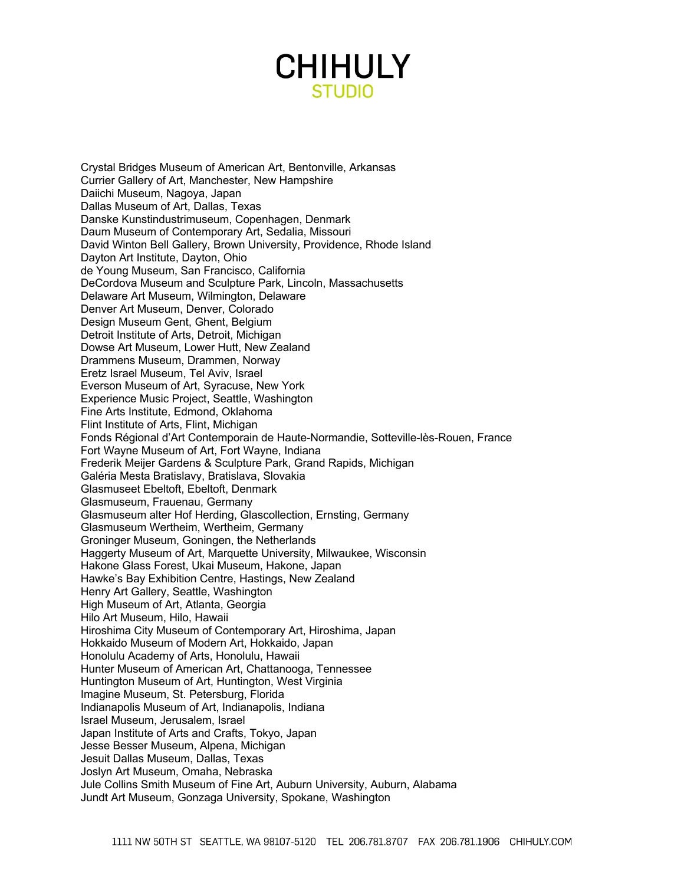Crystal Bridges Museum of American Art, Bentonville, Arkansas
Currier Gallery of Art, Manchester, New Hampshire
Daiichi Museum, Nagoya, Japan
Dallas Museum of Art, Dallas, Texas
Danske Kunstindustrimuseum, Copenhagen, Denmark
Daum Museum of Contemporary Art, Sedalia, Missouri
David Winton Bell Gallery, Brown University, Providence, Rhode Island
Dayton Art Institute, Dayton, Ohio
de Young Museum, San Francisco, California
DeCordova Museum and Sculpture Park, Lincoln, Massachusetts
Delaware Art Museum, Wilmington, Delaware
Denver Art Museum, Denver, Colorado
Design Museum Gent, Ghent, Belgium
Detroit Institute of Arts, Detroit, Michigan
Dowse Art Museum, Lower Hutt, New Zealand
Drammens Museum, Drammen, Norway
Eretz Israel Museum, Tel Aviv, Israel
Everson Museum of Art, Syracuse, New York
Experience Music Project, Seattle, Washington
Fine Arts Institute, Edmond, Oklahoma
Flint Institute of Arts, Flint, Michigan
Fonds Régional d'Art Contemporain de Haute-Normandie, Sotteville-lès-Rouen, France
Fort Wayne Museum of Art, Fort Wayne, Indiana
Frederik Meijer Gardens & Sculpture Park, Grand Rapids, Michigan
Galéria Mesta Bratislavy, Bratislava, Slovakia
Glasmuseet Ebeltoft, Ebeltoft, Denmark
Glasmuseum, Frauenau, Germany
Glasmuseum alter Hof Herding, Glascollection, Ernsting, Germany
Glasmuseum Wertheim, Wertheim, Germany
Groninger Museum, Goningen, the Netherlands
Haggerty Museum of Art, Marquette University, Milwaukee, Wisconsin
Hakone Glass Forest, Ukai Museum, Hakone, Japan
Hawke's Bay Exhibition Centre, Hastings, New Zealand
Henry Art Gallery, Seattle, Washington
High Museum of Art, Atlanta, Georgia
Hilo Art Museum, Hilo, Hawaii
Hiroshima City Museum of Contemporary Art, Hiroshima, Japan
Hokkaido Museum of Modern Art, Hokkaido, Japan
Honolulu Academy of Arts, Honolulu, Hawaii
Hunter Museum of American Art, Chattanooga, Tennessee
Huntington Museum of Art, Huntington, West Virginia
Imagine Museum, St. Petersburg, Florida
Indianapolis Museum of Art, Indianapolis, Indiana
Israel Museum, Jerusalem, Israel
Japan Institute of Arts and Crafts, Tokyo, Japan
Jesse Besser Museum, Alpena, Michigan
Jesuit Dallas Museum, Dallas, Texas
Joslyn Art Museum, Omaha, Nebraska
Jule Collins Smith Museum of Fine Art, Auburn University, Auburn, Alabama
Jundt Art Museum, Gonzaga University, Spokane, Washington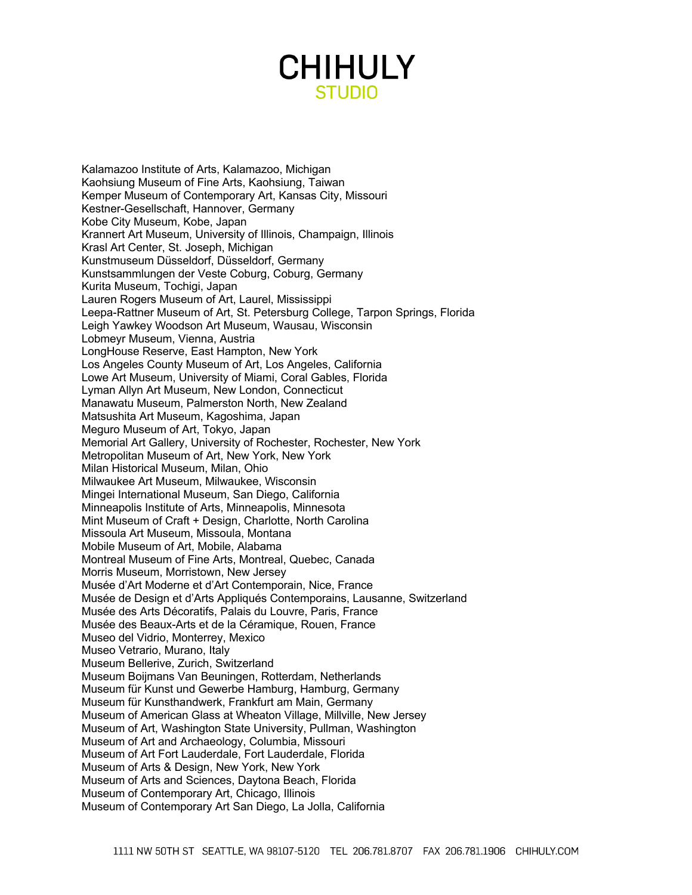Kalamazoo Institute of Arts, Kalamazoo, Michigan
Kaohsiung Museum of Fine Arts, Kaohsiung, Taiwan
Kemper Museum of Contemporary Art, Kansas City, Missouri
Kestner-Gesellschaft, Hannover, Germany
Kobe City Museum, Kobe, Japan
Krannert Art Museum, University of Illinois, Champaign, Illinois
Krasl Art Center, St. Joseph, Michigan
Kunstmuseum Düsseldorf, Düsseldorf, Germany
Kunstsammlungen der Veste Coburg, Coburg, Germany
Kurita Museum, Tochigi, Japan
Lauren Rogers Museum of Art, Laurel, Mississippi
Leepa-Rattner Museum of Art, St. Petersburg College, Tarpon Springs, Florida
Leigh Yawkey Woodson Art Museum, Wausau, Wisconsin
Lobmeyr Museum, Vienna, Austria
LongHouse Reserve, East Hampton, New York
Los Angeles County Museum of Art, Los Angeles, California
Lowe Art Museum, University of Miami, Coral Gables, Florida
Lyman Allyn Art Museum, New London, Connecticut
Manawatu Museum, Palmerston North, New Zealand
Matsushita Art Museum, Kagoshima, Japan
Meguro Museum of Art, Tokyo, Japan
Memorial Art Gallery, University of Rochester, Rochester, New York
Metropolitan Museum of Art, New York, New York
Milan Historical Museum, Milan, Ohio
Milwaukee Art Museum, Milwaukee, Wisconsin
Mingei International Museum, San Diego, California
Minneapolis Institute of Arts, Minneapolis, Minnesota
Mint Museum of Craft + Design, Charlotte, North Carolina
Missoula Art Museum, Missoula, Montana
Mobile Museum of Art, Mobile, Alabama
Montreal Museum of Fine Arts, Montreal, Quebec, Canada
Morris Museum, Morristown, New Jersey
Musée d'Art Moderne et d'Art Contemporain, Nice, France
Musée de Design et d'Arts Appliqués Contemporains, Lausanne, Switzerland
Musée des Arts Décoratifs, Palais du Louvre, Paris, France
Musée des Beaux-Arts et de la Céramique, Rouen, France
Museo del Vidrio, Monterrey, Mexico
Museo Vetrario, Murano, Italy
Museum Bellerive, Zurich, Switzerland
Museum Boijmans Van Beuningen, Rotterdam, Netherlands
Museum für Kunst und Gewerbe Hamburg, Hamburg, Germany
Museum für Kunsthandwerk, Frankfurt am Main, Germany
Museum of American Glass at Wheaton Village, Millville, New Jersey
Museum of Art, Washington State University, Pullman, Washington
Museum of Art and Archaeology, Columbia, Missouri
Museum of Art Fort Lauderdale, Fort Lauderdale, Florida
Museum of Arts & Design, New York, New York
Museum of Arts and Sciences, Daytona Beach, Florida
Museum of Contemporary Art, Chicago, Illinois
Museum of Contemporary Art San Diego, La Jolla, California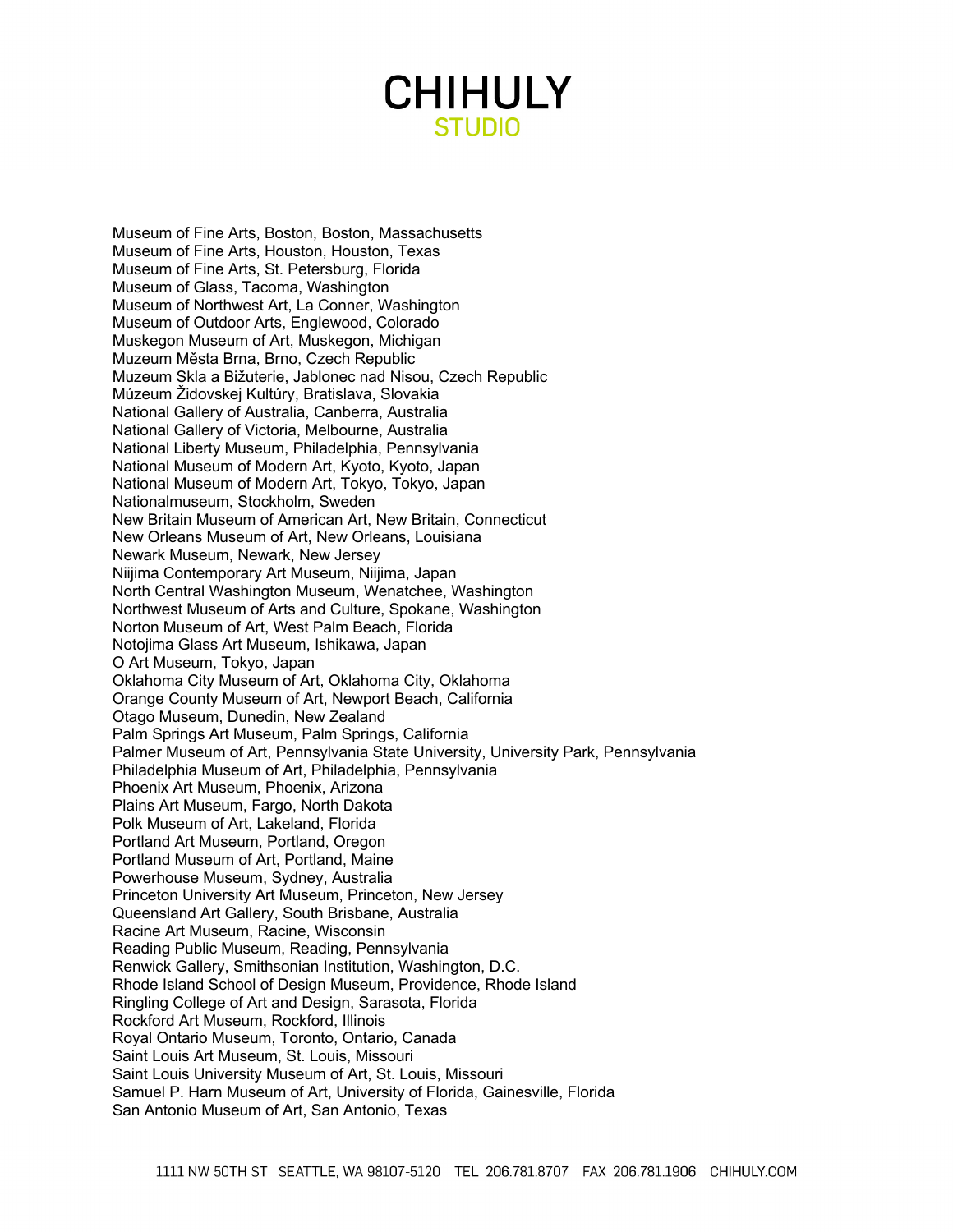Museum of Fine Arts, Boston, Boston, Massachusetts
Museum of Fine Arts, Houston, Houston, Texas
Museum of Fine Arts, St. Petersburg, Florida
Museum of Glass, Tacoma, Washington
Museum of Northwest Art, La Conner, Washington
Museum of Outdoor Arts, Englewood, Colorado
Muskegon Museum of Art, Muskegon, Michigan
Muzeum Města Brna, Brno, Czech Republic
Muzeum Skla a Bižuterie, Jablonec nad Nisou, Czech Republic
Múzeum Židovskej Kultúry, Bratislava, Slovakia
National Gallery of Australia, Canberra, Australia
National Gallery of Victoria, Melbourne, Australia
National Liberty Museum, Philadelphia, Pennsylvania
National Museum of Modern Art, Kyoto, Kyoto, Japan
National Museum of Modern Art, Tokyo, Tokyo, Japan
Nationalmuseum, Stockholm, Sweden
New Britain Museum of American Art, New Britain, Connecticut
New Orleans Museum of Art, New Orleans, Louisiana
Newark Museum, Newark, New Jersey
Niijima Contemporary Art Museum, Niijima, Japan
North Central Washington Museum, Wenatchee, Washington
Northwest Museum of Arts and Culture, Spokane, Washington
Norton Museum of Art, West Palm Beach, Florida
Notojima Glass Art Museum, Ishikawa, Japan
O Art Museum, Tokyo, Japan
Oklahoma City Museum of Art, Oklahoma City, Oklahoma
Orange County Museum of Art, Newport Beach, California
Otago Museum, Dunedin, New Zealand
Palm Springs Art Museum, Palm Springs, California
Palmer Museum of Art, Pennsylvania State University, University Park, Pennsylvania
Philadelphia Museum of Art, Philadelphia, Pennsylvania
Phoenix Art Museum, Phoenix, Arizona
Plains Art Museum, Fargo, North Dakota
Polk Museum of Art, Lakeland, Florida
Portland Art Museum, Portland, Oregon
Portland Museum of Art, Portland, Maine
Powerhouse Museum, Sydney, Australia
Princeton University Art Museum, Princeton, New Jersey
Queensland Art Gallery, South Brisbane, Australia
Racine Art Museum, Racine, Wisconsin
Reading Public Museum, Reading, Pennsylvania
Renwick Gallery, Smithsonian Institution, Washington, D.C.
Rhode Island School of Design Museum, Providence, Rhode Island
Ringling College of Art and Design, Sarasota, Florida
Rockford Art Museum, Rockford, Illinois
Royal Ontario Museum, Toronto, Ontario, Canada
Saint Louis Art Museum, St. Louis, Missouri
Saint Louis University Museum of Art, St. Louis, Missouri
Samuel P. Harn Museum of Art, University of Florida, Gainesville, Florida
San Antonio Museum of Art, San Antonio, Texas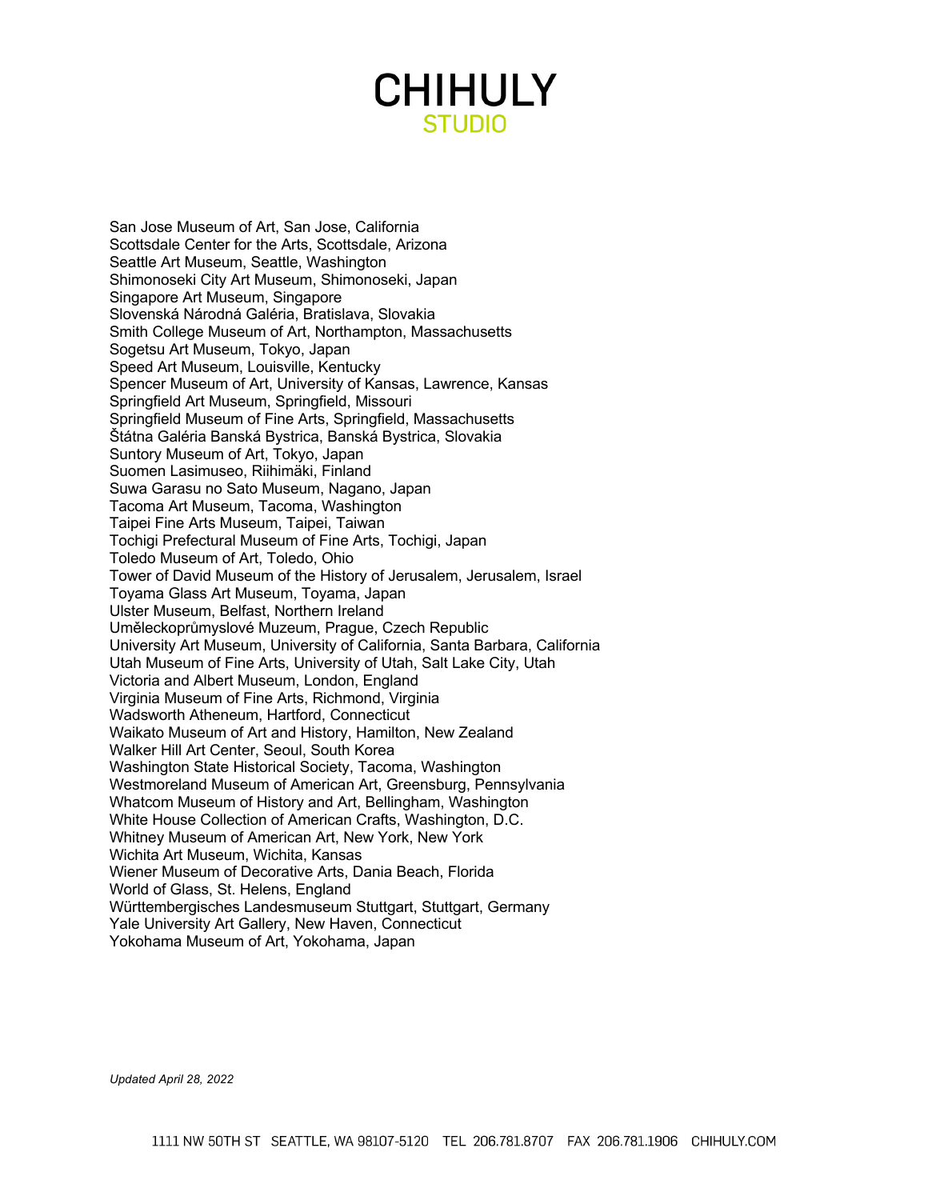San Jose Museum of Art, San Jose, California
Scottsdale Center for the Arts, Scottsdale, Arizona
Seattle Art Museum, Seattle, Washington
Shimonoseki City Art Museum, Shimonoseki, Japan
Singapore Art Museum, Singapore
Slovenská Národná Galéria, Bratislava, Slovakia
Smith College Museum of Art, Northampton, Massachusetts
Sogetsu Art Museum, Tokyo, Japan
Speed Art Museum, Louisville, Kentucky
Spencer Museum of Art, University of Kansas, Lawrence, Kansas
Springfield Art Museum, Springfield, Missouri
Springfield Museum of Fine Arts, Springfield, Massachusetts
Štátna Galéria Banská Bystrica, Banská Bystrica, Slovakia
Suntory Museum of Art, Tokyo, Japan
Suomen Lasimuseo, Riihimäki, Finland
Suwa Garasu no Sato Museum, Nagano, Japan
Tacoma Art Museum, Tacoma, Washington
Taipei Fine Arts Museum, Taipei, Taiwan
Tochigi Prefectural Museum of Fine Arts, Tochigi, Japan
Toledo Museum of Art, Toledo, Ohio
Tower of David Museum of the History of Jerusalem, Jerusalem, Israel
Toyama Glass Art Museum, Toyama, Japan
Ulster Museum, Belfast, Northern Ireland
Uměleckoprůmyslové Muzeum, Prague, Czech Republic
University Art Museum, University of California, Santa Barbara, California
Utah Museum of Fine Arts, University of Utah, Salt Lake City, Utah
Victoria and Albert Museum, London, England
Virginia Museum of Fine Arts, Richmond, Virginia
Wadsworth Atheneum, Hartford, Connecticut
Waikato Museum of Art and History, Hamilton, New Zealand
Walker Hill Art Center, Seoul, South Korea
Washington State Historical Society, Tacoma, Washington
Westmoreland Museum of American Art, Greensburg, Pennsylvania
Whatcom Museum of History and Art, Bellingham, Washington
White House Collection of American Crafts, Washington, D.C.
Whitney Museum of American Art, New York, New York
Wichita Art Museum, Wichita, Kansas
Wiener Museum of Decorative Arts, Dania Beach, Florida
World of Glass, St. Helens, England
Württembergisches Landesmuseum Stuttgart, Stuttgart, Germany
Yale University Art Gallery, New Haven, Connecticut
Yokohama Museum of Art, Yokohama, Japan

*Updated April 28, 2022*